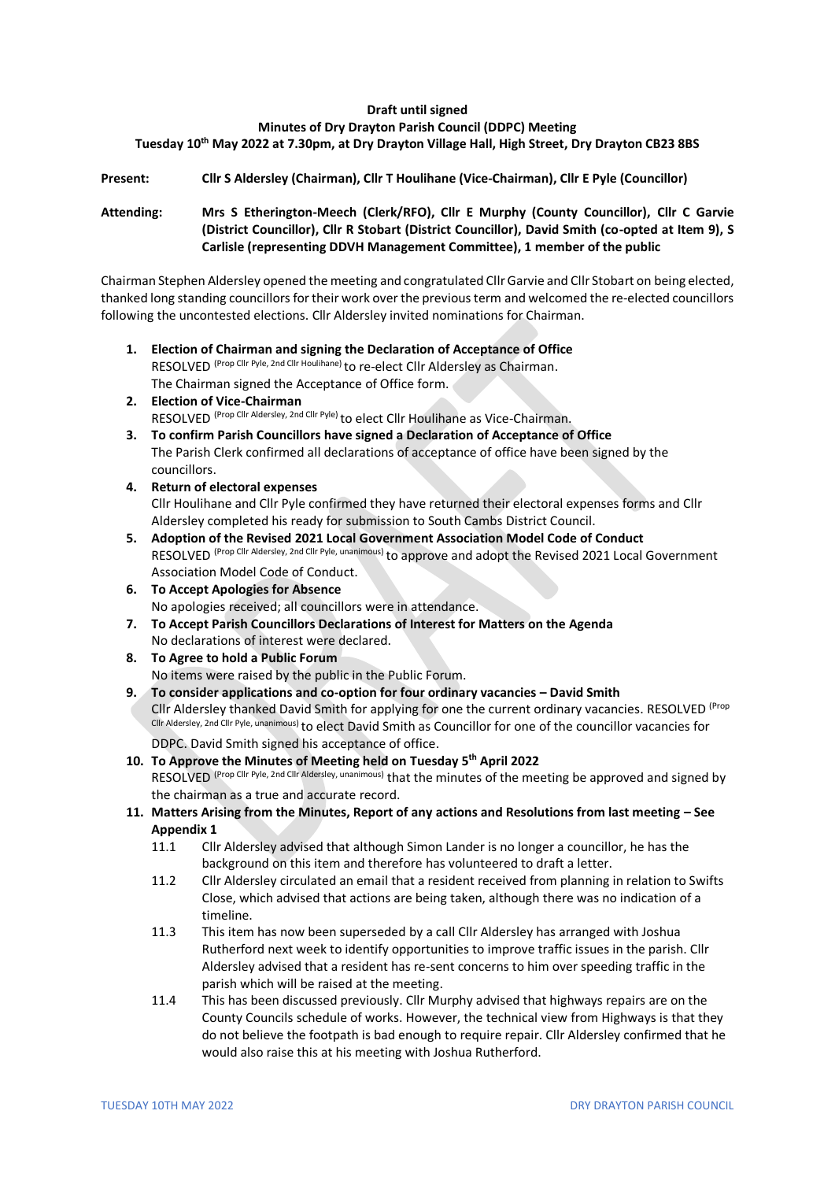**Draft until signed**

**Minutes of Dry Drayton Parish Council (DDPC) Meeting**

**Tuesday 10th May 2022 at 7.30pm, at Dry Drayton Village Hall, High Street, Dry Drayton CB23 8BS**

**Present:** **Cllr S Aldersley (Chairman), Cllr T Houlihane (Vice-Chairman), Cllr E Pyle (Councillor)**

**Attending:** **Mrs S Etherington-Meech (Clerk/RFO), Cllr E Murphy (County Councillor), Cllr C Garvie (District Councillor), Cllr R Stobart (District Councillor), David Smith (co-opted at Item 9), S Carlisle (representing DDVH Management Committee), 1 member of the public**

Chairman Stephen Aldersley opened the meeting and congratulated Cllr Garvie and Cllr Stobart on being elected, thanked long standing councillors for their work over the previous term and welcomed the re-elected councillors following the uncontested elections. Cllr Aldersley invited nominations for Chairman.

1. **Election of Chairman and signing the Declaration of Acceptance of Office**
   RESOLVED (Prop Cllr Pyle, 2nd Cllr Houlihane) to re-elect Cllr Aldersley as Chairman.
   The Chairman signed the Acceptance of Office form.
2. **Election of Vice-Chairman**
   RESOLVED (Prop Cllr Aldersley, 2nd Cllr Pyle) to elect Cllr Houlihane as Vice-Chairman.
3. **To confirm Parish Councillors have signed a Declaration of Acceptance of Office**
   The Parish Clerk confirmed all declarations of acceptance of office have been signed by the councillors.
4. **Return of electoral expenses**
   Cllr Houlihane and Cllr Pyle confirmed they have returned their electoral expenses forms and Cllr Aldersley completed his ready for submission to South Cambs District Council.
5. **Adoption of the Revised 2021 Local Government Association Model Code of Conduct**
   RESOLVED (Prop Cllr Aldersley, 2nd Cllr Pyle, unanimous) to approve and adopt the Revised 2021 Local Government Association Model Code of Conduct.
6. **To Accept Apologies for Absence**
   No apologies received; all councillors were in attendance.
7. **To Accept Parish Councillors Declarations of Interest for Matters on the Agenda**
   No declarations of interest were declared.
8. **To Agree to hold a Public Forum**
   No items were raised by the public in the Public Forum.
9. **To consider applications and co-option for four ordinary vacancies – David Smith**
   Cllr Aldersley thanked David Smith for applying for one the current ordinary vacancies. RESOLVED (Prop Cllr Aldersley, 2nd Cllr Pyle, unanimous) to elect David Smith as Councillor for one of the councillor vacancies for DDPC. David Smith signed his acceptance of office.
10. **To Approve the Minutes of Meeting held on Tuesday 5th April 2022**
    RESOLVED (Prop Cllr Pyle, 2nd Cllr Aldersley, unanimous) that the minutes of the meeting be approved and signed by the chairman as a true and accurate record.
11. **Matters Arising from the Minutes, Report of any actions and Resolutions from last meeting – See Appendix 1**
    - 11.1 Cllr Aldersley advised that although Simon Lander is no longer a councillor, he has the background on this item and therefore has volunteered to draft a letter.
    - 11.2 Cllr Aldersley circulated an email that a resident received from planning in relation to Swifts Close, which advised that actions are being taken, although there was no indication of a timeline.
    - 11.3 This item has now been superseded by a call Cllr Aldersley has arranged with Joshua Rutherford next week to identify opportunities to improve traffic issues in the parish. Cllr Aldersley advised that a resident has re-sent concerns to him over speeding traffic in the parish which will be raised at the meeting.
    - 11.4 This has been discussed previously. Cllr Murphy advised that highways repairs are on the County Councils schedule of works. However, the technical view from Highways is that they do not believe the footpath is bad enough to require repair. Cllr Aldersley confirmed that he would also raise this at his meeting with Joshua Rutherford.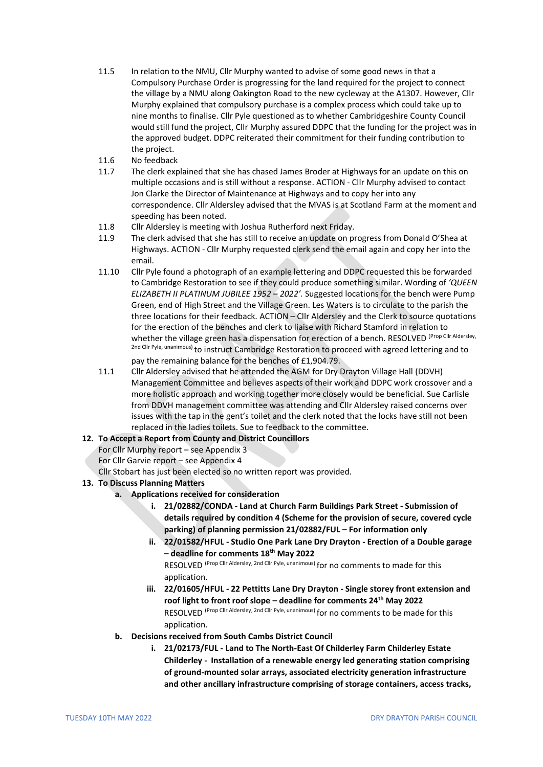11.5 In relation to the NMU, Cllr Murphy wanted to advise of some good news in that a Compulsory Purchase Order is progressing for the land required for the project to connect the village by a NMU along Oakington Road to the new cycleway at the A1307. However, Cllr Murphy explained that compulsory purchase is a complex process which could take up to nine months to finalise. Cllr Pyle questioned as to whether Cambridgeshire County Council would still fund the project, Cllr Murphy assured DDPC that the funding for the project was in the approved budget. DDPC reiterated their commitment for their funding contribution to the project.

11.6 No feedback

11.7 The clerk explained that she has chased James Broder at Highways for an update on this on multiple occasions and is still without a response. ACTION - Cllr Murphy advised to contact Jon Clarke the Director of Maintenance at Highways and to copy her into any correspondence. Cllr Aldersley advised that the MVAS is at Scotland Farm at the moment and speeding has been noted.

11.8 Cllr Aldersley is meeting with Joshua Rutherford next Friday.

11.9 The clerk advised that she has still to receive an update on progress from Donald O'Shea at Highways. ACTION - Cllr Murphy requested clerk send the email again and copy her into the email.

11.10 Cllr Pyle found a photograph of an example lettering and DDPC requested this be forwarded to Cambridge Restoration to see if they could produce something similar. Wording of *'QUEEN ELIZABETH II PLATINUM JUBILEE 1952 – 2022'.* Suggested locations for the bench were Pump Green, end of High Street and the Village Green. Les Waters is to circulate to the parish the three locations for their feedback. ACTION – Cllr Aldersley and the Clerk to source quotations for the erection of the benches and clerk to liaise with Richard Stamford in relation to whether the village green has a dispensation for erection of a bench. RESOLVED (Prop Cllr Aldersley, 2nd Cllr Pyle, unanimous) to instruct Cambridge Restoration to proceed with agreed lettering and to pay the remaining balance for the benches of £1,904.79.

11.1 Cllr Aldersley advised that he attended the AGM for Dry Drayton Village Hall (DDVH) Management Committee and believes aspects of their work and DDPC work crossover and a more holistic approach and working together more closely would be beneficial. Sue Carlisle from DDVH management committee was attending and Cllr Aldersley raised concerns over issues with the tap in the gent's toilet and the clerk noted that the locks have still not been replaced in the ladies toilets. Sue to feedback to the committee.

**12. To Accept a Report from County and District Councillors**

For Cllr Murphy report – see Appendix 3

For Cllr Garvie report – see Appendix 4

Cllr Stobart has just been elected so no written report was provided.

**13. To Discuss Planning Matters**

**a. Applications received for consideration**

**i. 21/02882/CONDA - Land at Church Farm Buildings Park Street - Submission of details required by condition 4 (Scheme for the provision of secure, covered cycle parking) of planning permission 21/02882/FUL – For information only**

**ii. 22/01582/HFUL - Studio One Park Lane Dry Drayton - Erection of a Double garage – deadline for comments 18th May 2022**

RESOLVED (Prop Cllr Aldersley, 2nd Cllr Pyle, unanimous) for no comments to made for this application.

**iii. 22/01605/HFUL - 22 Pettitts Lane Dry Drayton - Single storey front extension and roof light to front roof slope – deadline for comments 24th May 2022**

RESOLVED (Prop Cllr Aldersley, 2nd Cllr Pyle, unanimous) for no comments to be made for this application.

**b. Decisions received from South Cambs District Council**

**i. 21/02173/FUL - Land to The North-East Of Childerley Farm Childerley Estate Childerley - Installation of a renewable energy led generating station comprising of ground-mounted solar arrays, associated electricity generation infrastructure and other ancillary infrastructure comprising of storage containers, access tracks,**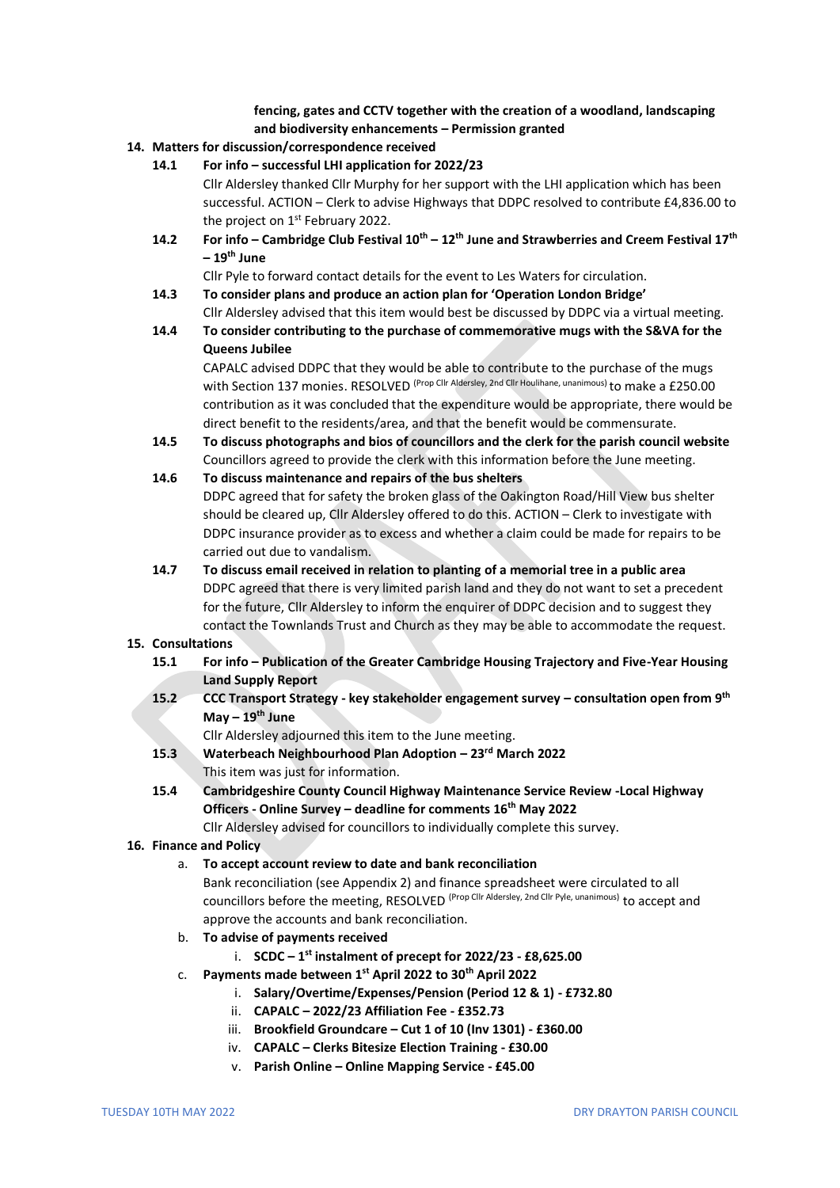**fencing, gates and CCTV together with the creation of a woodland, landscaping and biodiversity enhancements – Permission granted**

**14. Matters for discussion/correspondence received**

**14.1 For info – successful LHI application for 2022/23**

Cllr Aldersley thanked Cllr Murphy for her support with the LHI application which has been successful. ACTION – Clerk to advise Highways that DDPC resolved to contribute £4,836.00 to the project on 1st February 2022.

**14.2 For info – Cambridge Club Festival 10th – 12th June and Strawberries and Creem Festival 17th – 19th June**

Cllr Pyle to forward contact details for the event to Les Waters for circulation.

**14.3 To consider plans and produce an action plan for 'Operation London Bridge'**

Cllr Aldersley advised that this item would best be discussed by DDPC via a virtual meeting.

**14.4 To consider contributing to the purchase of commemorative mugs with the S&VA for the Queens Jubilee**

CAPALC advised DDPC that they would be able to contribute to the purchase of the mugs with Section 137 monies. RESOLVED (Prop Cllr Aldersley, 2nd Cllr Houlihane, unanimous) to make a £250.00 contribution as it was concluded that the expenditure would be appropriate, there would be direct benefit to the residents/area, and that the benefit would be commensurate.

**14.5 To discuss photographs and bios of councillors and the clerk for the parish council website**

Councillors agreed to provide the clerk with this information before the June meeting.

**14.6 To discuss maintenance and repairs of the bus shelters**

DDPC agreed that for safety the broken glass of the Oakington Road/Hill View bus shelter should be cleared up, Cllr Aldersley offered to do this. ACTION – Clerk to investigate with DDPC insurance provider as to excess and whether a claim could be made for repairs to be carried out due to vandalism.

**14.7 To discuss email received in relation to planting of a memorial tree in a public area**

DDPC agreed that there is very limited parish land and they do not want to set a precedent for the future, Cllr Aldersley to inform the enquirer of DDPC decision and to suggest they contact the Townlands Trust and Church as they may be able to accommodate the request.

**15. Consultations**

**15.1 For info – Publication of the Greater Cambridge Housing Trajectory and Five-Year Housing Land Supply Report**

**15.2 CCC Transport Strategy - key stakeholder engagement survey – consultation open from 9th May – 19th June**

Cllr Aldersley adjourned this item to the June meeting.

**15.3 Waterbeach Neighbourhood Plan Adoption – 23rd March 2022**

This item was just for information.

**15.4 Cambridgeshire County Council Highway Maintenance Service Review -Local Highway Officers - Online Survey – deadline for comments 16th May 2022**

Cllr Aldersley advised for councillors to individually complete this survey.

**16. Finance and Policy**

a. **To accept account review to date and bank reconciliation**

Bank reconciliation (see Appendix 2) and finance spreadsheet were circulated to all councillors before the meeting, RESOLVED (Prop Cllr Aldersley, 2nd Cllr Pyle, unanimous) to accept and approve the accounts and bank reconciliation.

b. **To advise of payments received**

i. **SCDC – 1st instalment of precept for 2022/23 - £8,625.00**

c. **Payments made between 1st April 2022 to 30th April 2022**

i. **Salary/Overtime/Expenses/Pension (Period 12 & 1) - £732.80**
ii. **CAPALC – 2022/23 Affiliation Fee - £352.73**
iii. **Brookfield Groundcare – Cut 1 of 10 (Inv 1301) - £360.00**
iv. **CAPALC – Clerks Bitesize Election Training - £30.00**
v. **Parish Online – Online Mapping Service - £45.00**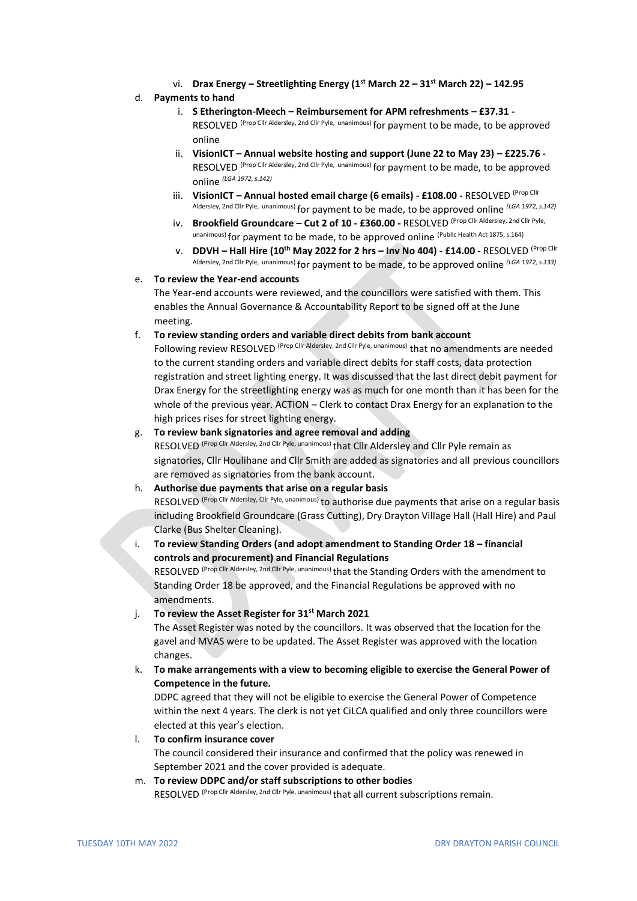vi. **Drax Energy – Streetlighting Energy (1st March 22 – 31st March 22) – 142.95**

d. **Payments to hand**

i. **S Etherington-Meech – Reimbursement for APM refreshments – £37.31 -** RESOLVED (Prop Cllr Aldersley, 2nd Cllr Pyle, unanimous) for payment to be made, to be approved online

ii. **VisionICT – Annual website hosting and support (June 22 to May 23) – £225.76 -** RESOLVED (Prop Cllr Aldersley, 2nd Cllr Pyle, unanimous) for payment to be made, to be approved online *(LGA 1972, s.142)*

iii. **VisionICT – Annual hosted email charge (6 emails) - £108.00 -** RESOLVED (Prop Cllr Aldersley, 2nd Cllr Pyle, unanimous) for payment to be made, to be approved online *(LGA 1972, s.142)*

iv. **Brookfield Groundcare – Cut 2 of 10 - £360.00 -** RESOLVED (Prop Cllr Aldersley, 2nd Cllr Pyle, unanimous) for payment to be made, to be approved online (Public Health Act 1875, s.164)

v. **DDVH – Hall Hire (10th May 2022 for 2 hrs – Inv No 404) - £14.00 -** RESOLVED (Prop Cllr Aldersley, 2nd Cllr Pyle, unanimous) for payment to be made, to be approved online *(LGA 1972, s.133)*

e. **To review the Year-end accounts**
The Year-end accounts were reviewed, and the councillors were satisfied with them. This enables the Annual Governance & Accountability Report to be signed off at the June meeting.

f. **To review standing orders and variable direct debits from bank account**
Following review RESOLVED (Prop Cllr Aldersley, 2nd Cllr Pyle, unanimous) that no amendments are needed to the current standing orders and variable direct debits for staff costs, data protection registration and street lighting energy. It was discussed that the last direct debit payment for Drax Energy for the streetlighting energy was as much for one month than it has been for the whole of the previous year. ACTION – Clerk to contact Drax Energy for an explanation to the high prices rises for street lighting energy.

g. **To review bank signatories and agree removal and adding**
RESOLVED (Prop Cllr Aldersley, 2nd Cllr Pyle, unanimous) that Cllr Aldersley and Cllr Pyle remain as signatories, Cllr Houlihane and Cllr Smith are added as signatories and all previous councillors are removed as signatories from the bank account.

h. **Authorise due payments that arise on a regular basis**
RESOLVED (Prop Cllr Aldersley, Cllr Pyle, unanimous) to authorise due payments that arise on a regular basis including Brookfield Groundcare (Grass Cutting), Dry Drayton Village Hall (Hall Hire) and Paul Clarke (Bus Shelter Cleaning).

i. **To review Standing Orders (and adopt amendment to Standing Order 18 – financial controls and procurement) and Financial Regulations**
RESOLVED (Prop Cllr Aldersley, 2nd Cllr Pyle, unanimous) that the Standing Orders with the amendment to Standing Order 18 be approved, and the Financial Regulations be approved with no amendments.

j. **To review the Asset Register for 31st March 2021**
The Asset Register was noted by the councillors. It was observed that the location for the gavel and MVAS were to be updated. The Asset Register was approved with the location changes.

k. **To make arrangements with a view to becoming eligible to exercise the General Power of Competence in the future.**
DDPC agreed that they will not be eligible to exercise the General Power of Competence within the next 4 years. The clerk is not yet CiLCA qualified and only three councillors were elected at this year's election.

l. **To confirm insurance cover**
The council considered their insurance and confirmed that the policy was renewed in September 2021 and the cover provided is adequate.

m. **To review DDPC and/or staff subscriptions to other bodies**
RESOLVED (Prop Cllr Aldersley, 2nd Cllr Pyle, unanimous) that all current subscriptions remain.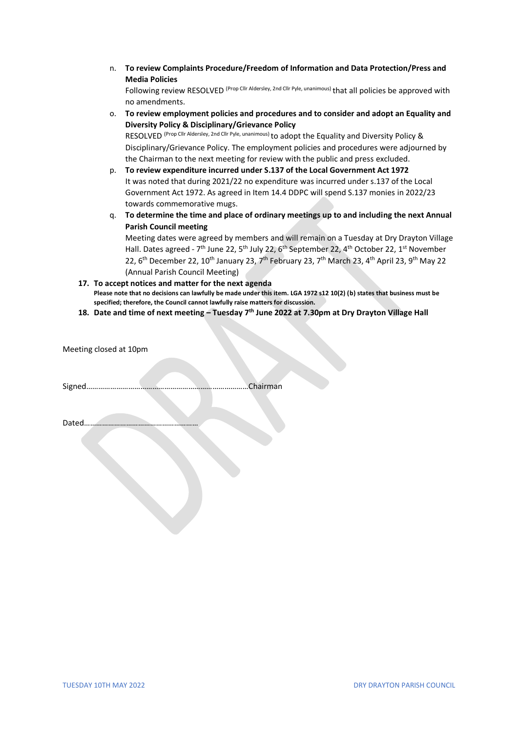n. **To review Complaints Procedure/Freedom of Information and Data Protection/Press and Media Policies**
   Following review RESOLVED (Prop Cllr Aldersley, 2nd Cllr Pyle, unanimous) that all policies be approved with no amendments.

o. **To review employment policies and procedures and to consider and adopt an Equality and Diversity Policy & Disciplinary/Grievance Policy**
   RESOLVED (Prop Cllr Aldersley, 2nd Cllr Pyle, unanimous) to adopt the Equality and Diversity Policy & Disciplinary/Grievance Policy. The employment policies and procedures were adjourned by the Chairman to the next meeting for review with the public and press excluded.

p. **To review expenditure incurred under S.137 of the Local Government Act 1972**
   It was noted that during 2021/22 no expenditure was incurred under s.137 of the Local Government Act 1972. As agreed in Item 14.4 DDPC will spend S.137 monies in 2022/23 towards commemorative mugs.

q. **To determine the time and place of ordinary meetings up to and including the next Annual Parish Council meeting**
   Meeting dates were agreed by members and will remain on a Tuesday at Dry Drayton Village Hall. Dates agreed - 7th June 22, 5th July 22, 6th September 22, 4th October 22, 1st November 22, 6th December 22, 10th January 23, 7th February 23, 7th March 23, 4th April 23, 9th May 22 (Annual Parish Council Meeting)

**17. To accept notices and matter for the next agenda**
**Please note that no decisions can lawfully be made under this item. LGA 1972 s12 10(2) (b) states that business must be specified; therefore, the Council cannot lawfully raise matters for discussion.**

**18. Date and time of next meeting – Tuesday 7th June 2022 at 7.30pm at Dry Drayton Village Hall**

Meeting closed at 10pm

Signed……………………………………………………………………Chairman

Dated………………………………………………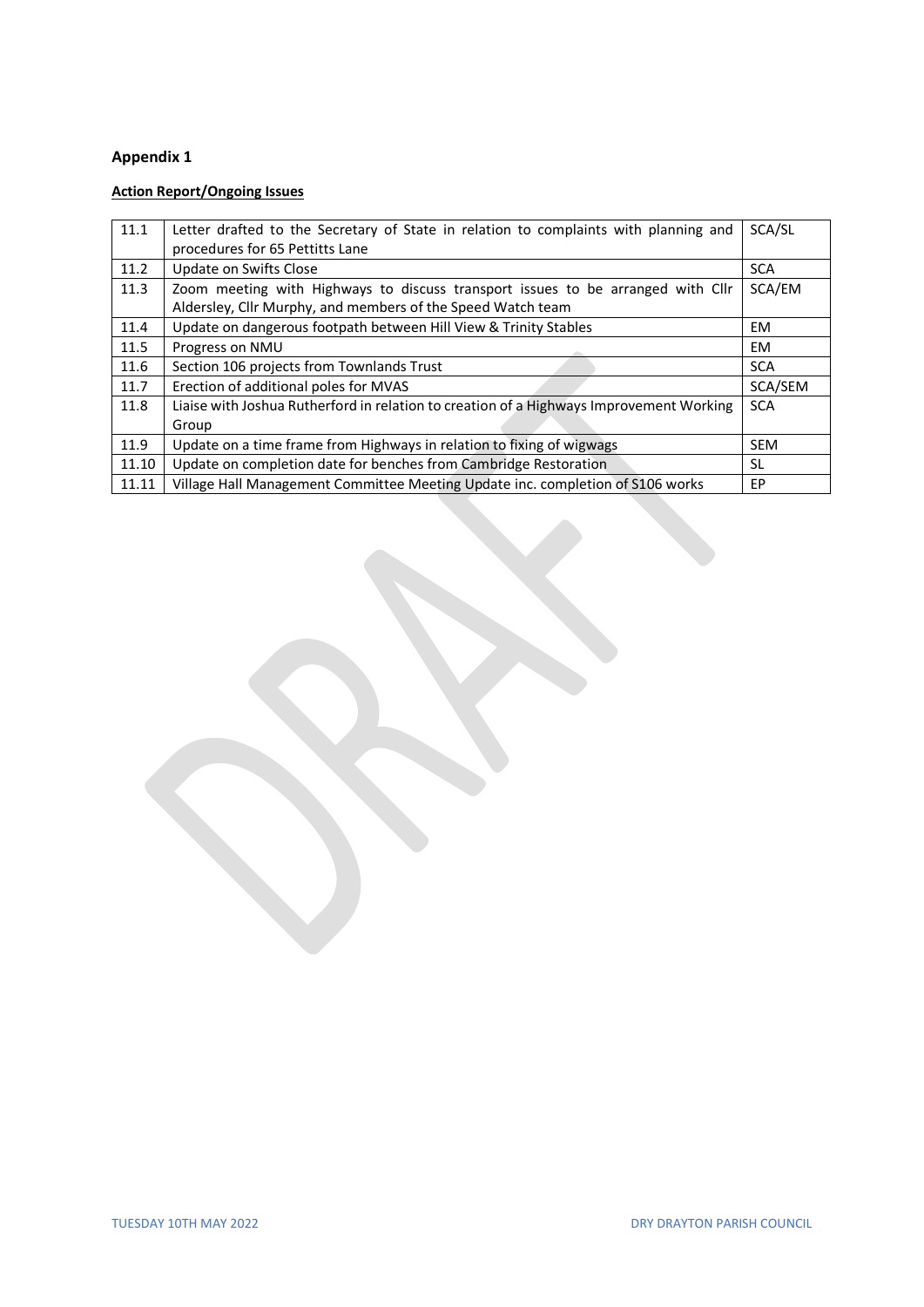## Appendix 1

**Action Report/Ongoing Issues**

| | | |
|---|---|---|
| 11.1 | Letter drafted to the Secretary of State in relation to complaints with planning and procedures for 65 Pettitts Lane | SCA/SL |
| 11.2 | Update on Swifts Close | SCA |
| 11.3 | Zoom meeting with Highways to discuss transport issues to be arranged with Cllr Aldersley, Cllr Murphy, and members of the Speed Watch team | SCA/EM |
| 11.4 | Update on dangerous footpath between Hill View & Trinity Stables | EM |
| 11.5 | Progress on NMU | EM |
| 11.6 | Section 106 projects from Townlands Trust | SCA |
| 11.7 | Erection of additional poles for MVAS | SCA/SEM |
| 11.8 | Liaise with Joshua Rutherford in relation to creation of a Highways Improvement Working Group | SCA |
| 11.9 | Update on a time frame from Highways in relation to fixing of wigwags | SEM |
| 11.10 | Update on completion date for benches from Cambridge Restoration | SL |
| 11.11 | Village Hall Management Committee Meeting Update inc. completion of S106 works | EP |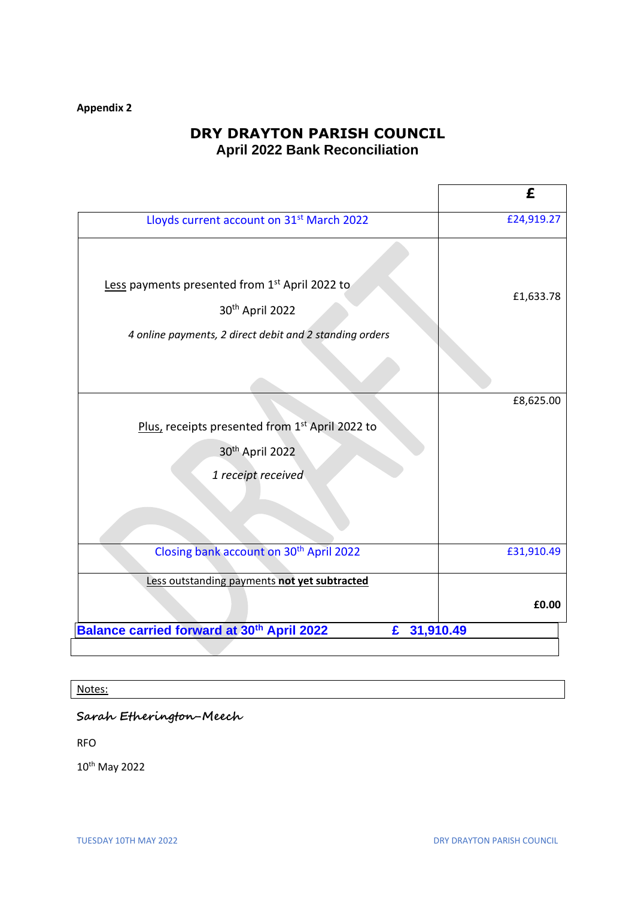**Appendix 2**

# DRY DRAYTON PARISH COUNCIL

## April 2022 Bank Reconciliation

| | £ |
|---|---|
| Lloyds current account on 31st March 2022 | £24,919.27 |
| Less payments presented from 1st April 2022 to 30th April 2022<br>*4 online payments, 2 direct debit and 2 standing orders* | £1,633.78 |
| Plus, receipts presented from 1st April 2022 to 30th April 2022<br>*1 receipt received* | £8,625.00 |
| Closing bank account on 30th April 2022 | £31,910.49 |
| Less outstanding payments **not yet subtracted** | **£0.00** |
| **Balance carried forward at 30th April 2022** | **£ 31,910.49** |

Notes:

Sarah Etherington-Meech

RFO

10th May 2022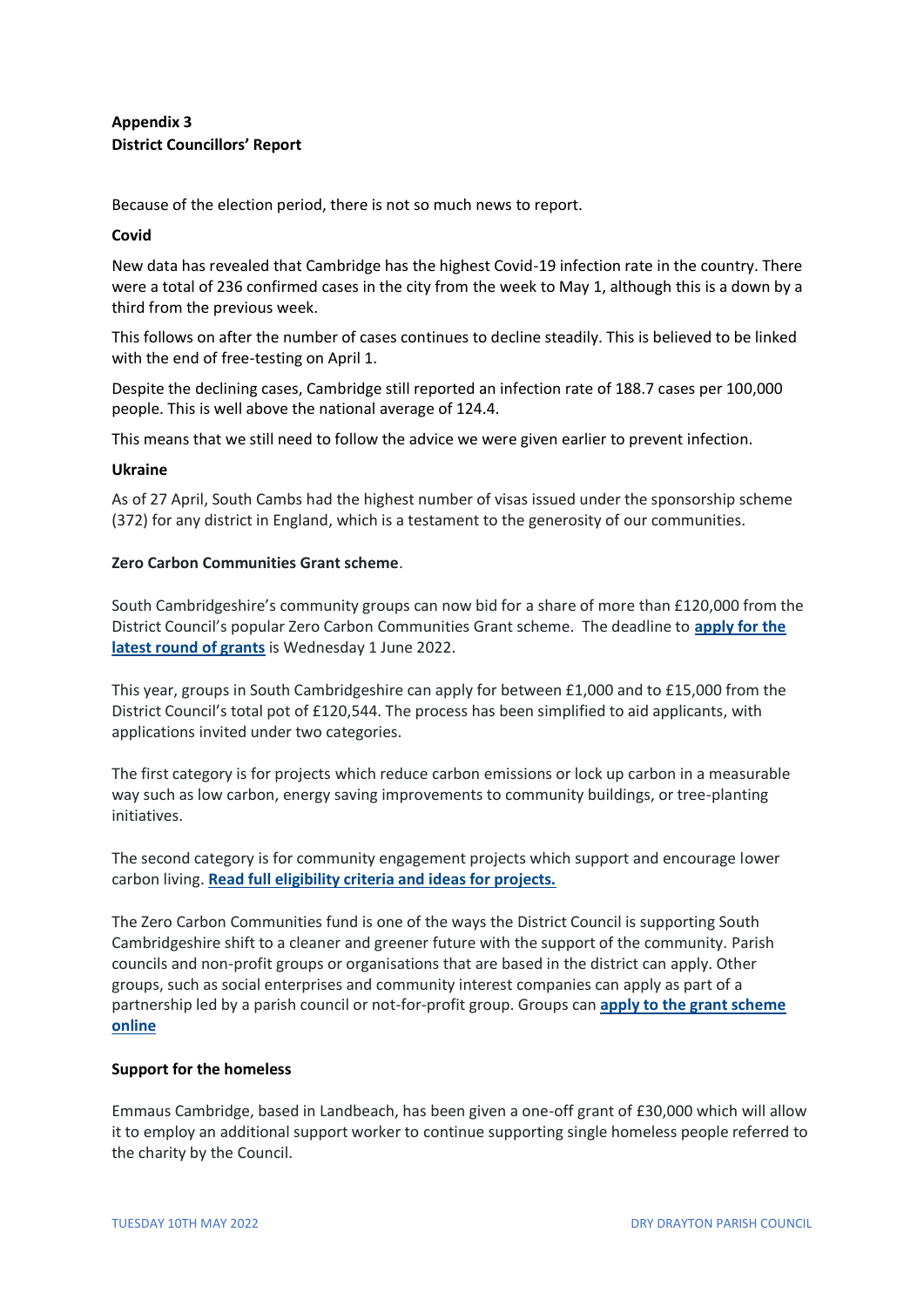**Appendix 3**
**District Councillors' Report**

Because of the election period, there is not so much news to report.

**Covid**

New data has revealed that Cambridge has the highest Covid-19 infection rate in the country. There were a total of 236 confirmed cases in the city from the week to May 1, although this is a down by a third from the previous week.

This follows on after the number of cases continues to decline steadily. This is believed to be linked with the end of free-testing on April 1.

Despite the declining cases, Cambridge still reported an infection rate of 188.7 cases per 100,000 people. This is well above the national average of 124.4.

This means that we still need to follow the advice we were given earlier to prevent infection.

**Ukraine**

As of 27 April, South Cambs had the highest number of visas issued under the sponsorship scheme (372) for any district in England, which is a testament to the generosity of our communities.

**Zero Carbon Communities Grant scheme**.

South Cambridgeshire's community groups can now bid for a share of more than £120,000 from the District Council's popular Zero Carbon Communities Grant scheme. The deadline to **apply for the latest round of grants** is Wednesday 1 June 2022.

This year, groups in South Cambridgeshire can apply for between £1,000 and to £15,000 from the District Council's total pot of £120,544. The process has been simplified to aid applicants, with applications invited under two categories.

The first category is for projects which reduce carbon emissions or lock up carbon in a measurable way such as low carbon, energy saving improvements to community buildings, or tree-planting initiatives.

The second category is for community engagement projects which support and encourage lower carbon living. **Read full eligibility criteria and ideas for projects.**

The Zero Carbon Communities fund is one of the ways the District Council is supporting South Cambridgeshire shift to a cleaner and greener future with the support of the community. Parish councils and non-profit groups or organisations that are based in the district can apply. Other groups, such as social enterprises and community interest companies can apply as part of a partnership led by a parish council or not-for-profit group. Groups can **apply to the grant scheme online**

**Support for the homeless**

Emmaus Cambridge, based in Landbeach, has been given a one-off grant of £30,000 which will allow it to employ an additional support worker to continue supporting single homeless people referred to the charity by the Council.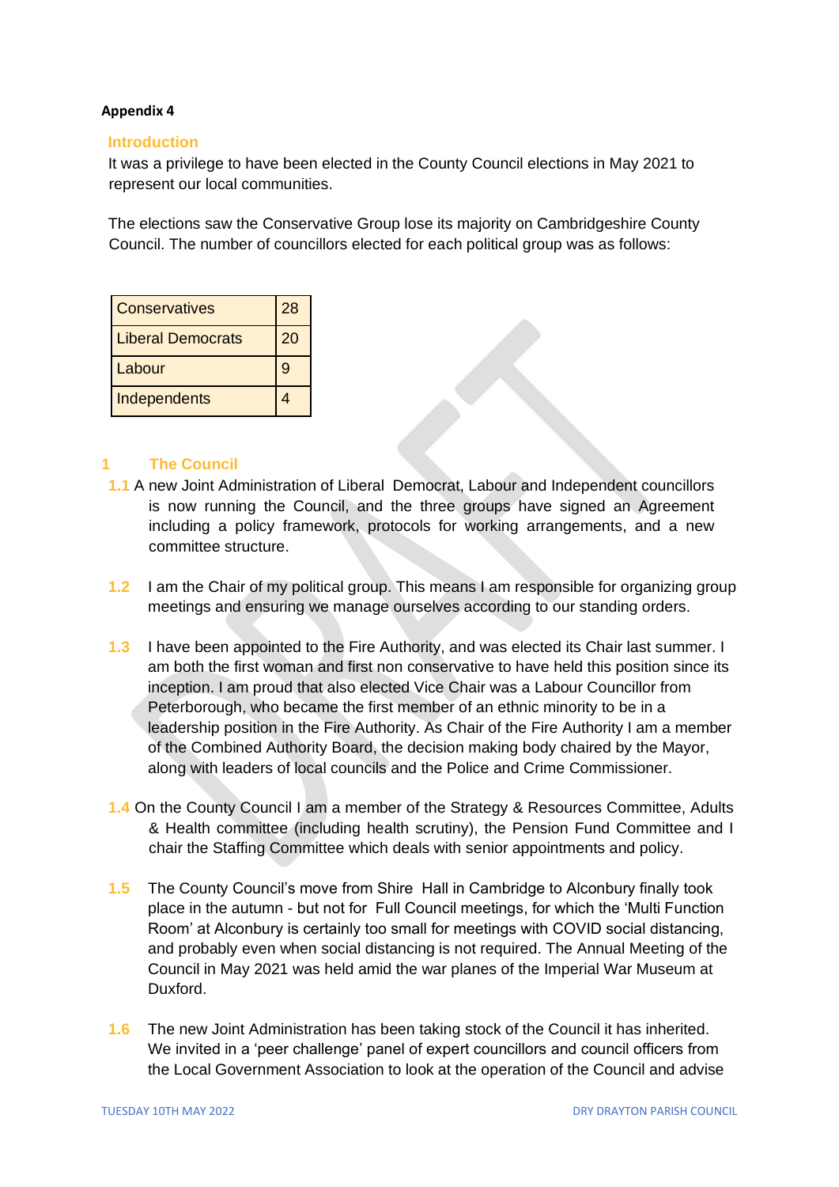**Appendix 4**

## Introduction

It was a privilege to have been elected in the County Council elections in May 2021 to represent our local communities.

The elections saw the Conservative Group lose its majority on Cambridgeshire County Council. The number of councillors elected for each political group was as follows:

| Conservatives | 28 |
|---|---|
| Liberal Democrats | 20 |
| Labour | 9 |
| Independents | 4 |

## 1 The Council

**1.1** A new Joint Administration of Liberal Democrat, Labour and Independent councillors is now running the Council, and the three groups have signed an Agreement including a policy framework, protocols for working arrangements, and a new committee structure.

**1.2** I am the Chair of my political group. This means I am responsible for organizing group meetings and ensuring we manage ourselves according to our standing orders.

**1.3** I have been appointed to the Fire Authority, and was elected its Chair last summer. I am both the first woman and first non conservative to have held this position since its inception. I am proud that also elected Vice Chair was a Labour Councillor from Peterborough, who became the first member of an ethnic minority to be in a leadership position in the Fire Authority. As Chair of the Fire Authority I am a member of the Combined Authority Board, the decision making body chaired by the Mayor, along with leaders of local councils and the Police and Crime Commissioner.

**1.4** On the County Council I am a member of the Strategy & Resources Committee, Adults & Health committee (including health scrutiny), the Pension Fund Committee and I chair the Staffing Committee which deals with senior appointments and policy.

**1.5** The County Council's move from Shire Hall in Cambridge to Alconbury finally took place in the autumn - but not for Full Council meetings, for which the 'Multi Function Room' at Alconbury is certainly too small for meetings with COVID social distancing, and probably even when social distancing is not required. The Annual Meeting of the Council in May 2021 was held amid the war planes of the Imperial War Museum at Duxford.

**1.6** The new Joint Administration has been taking stock of the Council it has inherited. We invited in a 'peer challenge' panel of expert councillors and council officers from the Local Government Association to look at the operation of the Council and advise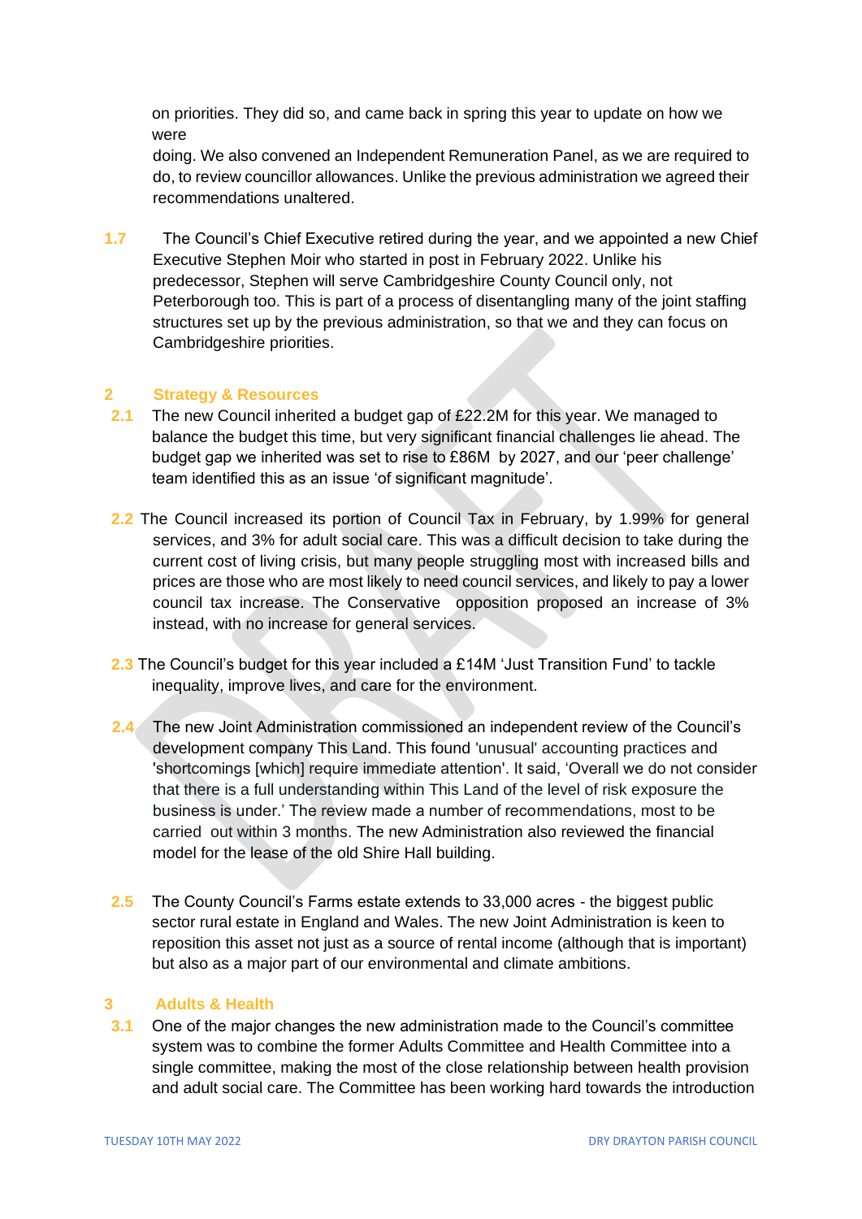on priorities. They did so, and came back in spring this year to update on how we were doing. We also convened an Independent Remuneration Panel, as we are required to do, to review councillor allowances. Unlike the previous administration we agreed their recommendations unaltered.

1.7 The Council's Chief Executive retired during the year, and we appointed a new Chief Executive Stephen Moir who started in post in February 2022. Unlike his predecessor, Stephen will serve Cambridgeshire County Council only, not Peterborough too. This is part of a process of disentangling many of the joint staffing structures set up by the previous administration, so that we and they can focus on Cambridgeshire priorities.

## 2 Strategy & Resources

2.1 The new Council inherited a budget gap of £22.2M for this year. We managed to balance the budget this time, but very significant financial challenges lie ahead. The budget gap we inherited was set to rise to £86M by 2027, and our 'peer challenge' team identified this as an issue 'of significant magnitude'.

2.2 The Council increased its portion of Council Tax in February, by 1.99% for general services, and 3% for adult social care. This was a difficult decision to take during the current cost of living crisis, but many people struggling most with increased bills and prices are those who are most likely to need council services, and likely to pay a lower council tax increase. The Conservative opposition proposed an increase of 3% instead, with no increase for general services.

2.3 The Council's budget for this year included a £14M 'Just Transition Fund' to tackle inequality, improve lives, and care for the environment.

2.4 The new Joint Administration commissioned an independent review of the Council's development company This Land. This found 'unusual' accounting practices and 'shortcomings [which] require immediate attention'. It said, 'Overall we do not consider that there is a full understanding within This Land of the level of risk exposure the business is under.' The review made a number of recommendations, most to be carried out within 3 months. The new Administration also reviewed the financial model for the lease of the old Shire Hall building.

2.5 The County Council's Farms estate extends to 33,000 acres - the biggest public sector rural estate in England and Wales. The new Joint Administration is keen to reposition this asset not just as a source of rental income (although that is important) but also as a major part of our environmental and climate ambitions.

## 3 Adults & Health

3.1 One of the major changes the new administration made to the Council's committee system was to combine the former Adults Committee and Health Committee into a single committee, making the most of the close relationship between health provision and adult social care. The Committee has been working hard towards the introduction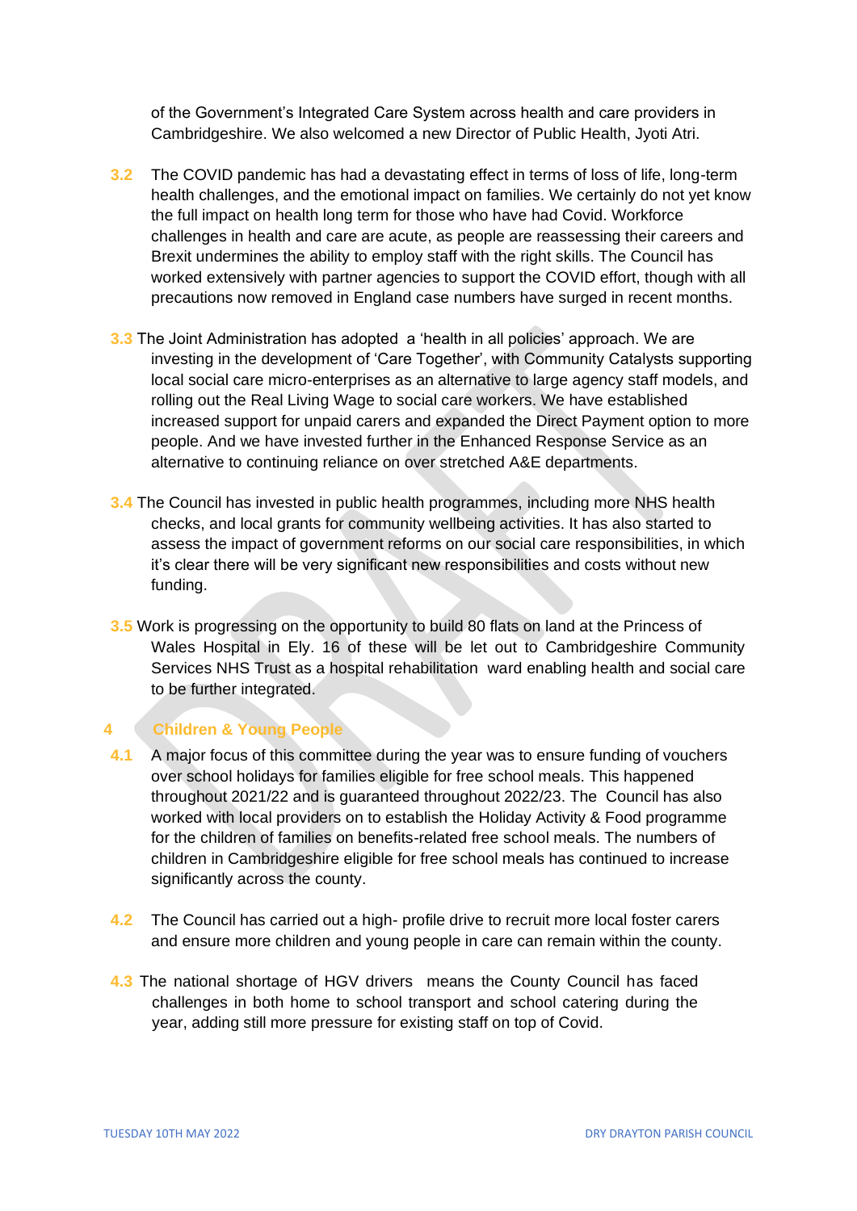of the Government's Integrated Care System across health and care providers in Cambridgeshire. We also welcomed a new Director of Public Health, Jyoti Atri.

**3.2** The COVID pandemic has had a devastating effect in terms of loss of life, long-term health challenges, and the emotional impact on families. We certainly do not yet know the full impact on health long term for those who have had Covid. Workforce challenges in health and care are acute, as people are reassessing their careers and Brexit undermines the ability to employ staff with the right skills. The Council has worked extensively with partner agencies to support the COVID effort, though with all precautions now removed in England case numbers have surged in recent months.

**3.3** The Joint Administration has adopted a 'health in all policies' approach. We are investing in the development of 'Care Together', with Community Catalysts supporting local social care micro-enterprises as an alternative to large agency staff models, and rolling out the Real Living Wage to social care workers. We have established increased support for unpaid carers and expanded the Direct Payment option to more people. And we have invested further in the Enhanced Response Service as an alternative to continuing reliance on over stretched A&E departments.

**3.4** The Council has invested in public health programmes, including more NHS health checks, and local grants for community wellbeing activities. It has also started to assess the impact of government reforms on our social care responsibilities, in which it's clear there will be very significant new responsibilities and costs without new funding.

**3.5** Work is progressing on the opportunity to build 80 flats on land at the Princess of Wales Hospital in Ely. 16 of these will be let out to Cambridgeshire Community Services NHS Trust as a hospital rehabilitation ward enabling health and social care to be further integrated.

## 4 Children & Young People

**4.1** A major focus of this committee during the year was to ensure funding of vouchers over school holidays for families eligible for free school meals. This happened throughout 2021/22 and is guaranteed throughout 2022/23. The Council has also worked with local providers on to establish the Holiday Activity & Food programme for the children of families on benefits-related free school meals. The numbers of children in Cambridgeshire eligible for free school meals has continued to increase significantly across the county.

**4.2** The Council has carried out a high- profile drive to recruit more local foster carers and ensure more children and young people in care can remain within the county.

**4.3** The national shortage of HGV drivers means the County Council has faced challenges in both home to school transport and school catering during the year, adding still more pressure for existing staff on top of Covid.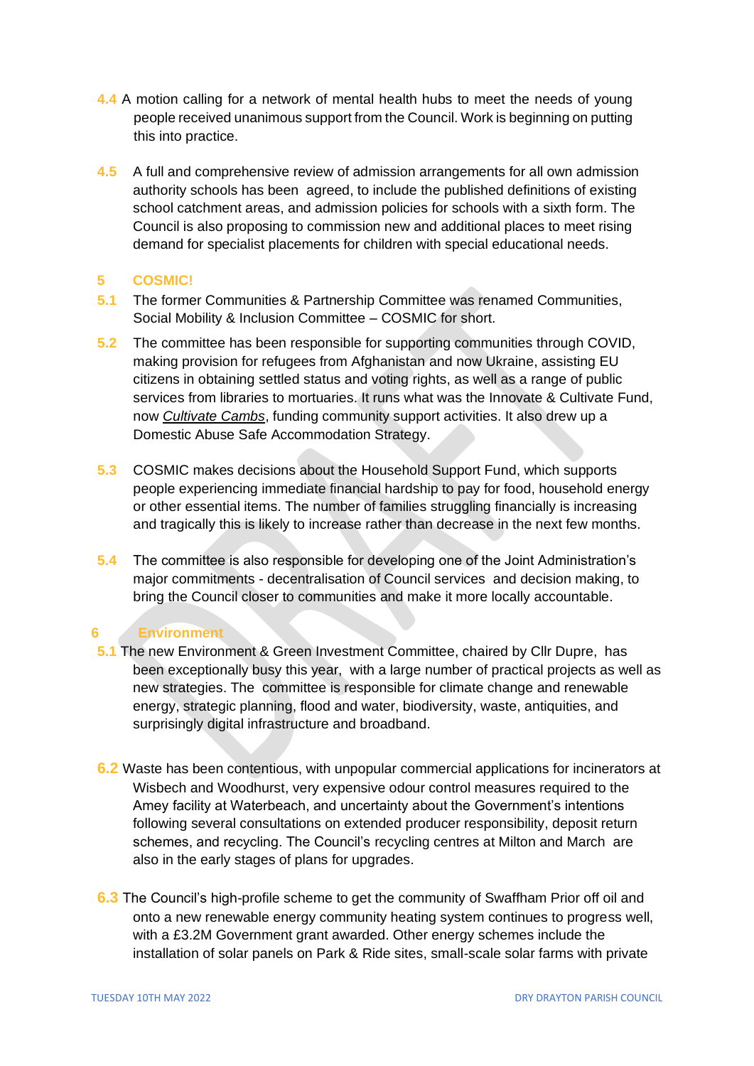4.4 A motion calling for a network of mental health hubs to meet the needs of young people received unanimous support from the Council. Work is beginning on putting this into practice.

4.5 A full and comprehensive review of admission arrangements for all own admission authority schools has been agreed, to include the published definitions of existing school catchment areas, and admission policies for schools with a sixth form. The Council is also proposing to commission new and additional places to meet rising demand for specialist placements for children with special educational needs.

## 5 COSMIC!

5.1 The former Communities & Partnership Committee was renamed Communities, Social Mobility & Inclusion Committee – COSMIC for short.

5.2 The committee has been responsible for supporting communities through COVID, making provision for refugees from Afghanistan and now Ukraine, assisting EU citizens in obtaining settled status and voting rights, as well as a range of public services from libraries to mortuaries. It runs what was the Innovate & Cultivate Fund, now *Cultivate Cambs*, funding community support activities. It also drew up a Domestic Abuse Safe Accommodation Strategy.

5.3 COSMIC makes decisions about the Household Support Fund, which supports people experiencing immediate financial hardship to pay for food, household energy or other essential items. The number of families struggling financially is increasing and tragically this is likely to increase rather than decrease in the next few months.

5.4 The committee is also responsible for developing one of the Joint Administration's major commitments - decentralisation of Council services and decision making, to bring the Council closer to communities and make it more locally accountable.

## 6 Environment

5.1 The new Environment & Green Investment Committee, chaired by Cllr Dupre, has been exceptionally busy this year, with a large number of practical projects as well as new strategies. The committee is responsible for climate change and renewable energy, strategic planning, flood and water, biodiversity, waste, antiquities, and surprisingly digital infrastructure and broadband.

6.2 Waste has been contentious, with unpopular commercial applications for incinerators at Wisbech and Woodhurst, very expensive odour control measures required to the Amey facility at Waterbeach, and uncertainty about the Government's intentions following several consultations on extended producer responsibility, deposit return schemes, and recycling. The Council's recycling centres at Milton and March are also in the early stages of plans for upgrades.

6.3 The Council's high-profile scheme to get the community of Swaffham Prior off oil and onto a new renewable energy community heating system continues to progress well, with a £3.2M Government grant awarded. Other energy schemes include the installation of solar panels on Park & Ride sites, small-scale solar farms with private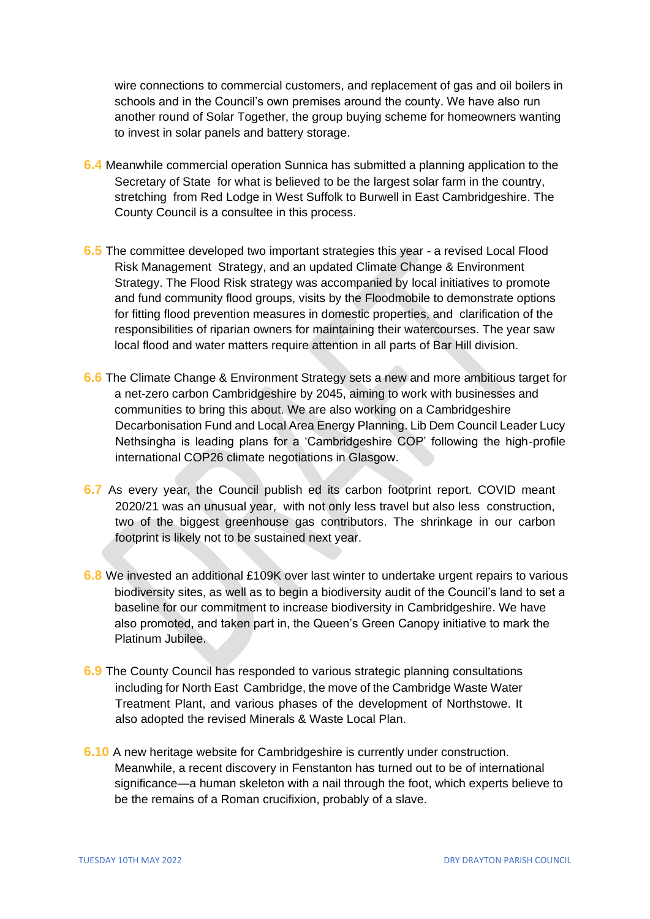wire connections to commercial customers, and replacement of gas and oil boilers in schools and in the Council's own premises around the county. We have also run another round of Solar Together, the group buying scheme for homeowners wanting to invest in solar panels and battery storage.

**6.4** Meanwhile commercial operation Sunnica has submitted a planning application to the Secretary of State for what is believed to be the largest solar farm in the country, stretching from Red Lodge in West Suffolk to Burwell in East Cambridgeshire. The County Council is a consultee in this process.

**6.5** The committee developed two important strategies this year - a revised Local Flood Risk Management Strategy, and an updated Climate Change & Environment Strategy. The Flood Risk strategy was accompanied by local initiatives to promote and fund community flood groups, visits by the Floodmobile to demonstrate options for fitting flood prevention measures in domestic properties, and clarification of the responsibilities of riparian owners for maintaining their watercourses. The year saw local flood and water matters require attention in all parts of Bar Hill division.

**6.6** The Climate Change & Environment Strategy sets a new and more ambitious target for a net-zero carbon Cambridgeshire by 2045, aiming to work with businesses and communities to bring this about. We are also working on a Cambridgeshire Decarbonisation Fund and Local Area Energy Planning. Lib Dem Council Leader Lucy Nethsingha is leading plans for a 'Cambridgeshire COP' following the high-profile international COP26 climate negotiations in Glasgow.

**6.7** As every year, the Council publish ed its carbon footprint report. COVID meant 2020/21 was an unusual year, with not only less travel but also less construction, two of the biggest greenhouse gas contributors. The shrinkage in our carbon footprint is likely not to be sustained next year.

**6.8** We invested an additional £109K over last winter to undertake urgent repairs to various biodiversity sites, as well as to begin a biodiversity audit of the Council's land to set a baseline for our commitment to increase biodiversity in Cambridgeshire. We have also promoted, and taken part in, the Queen's Green Canopy initiative to mark the Platinum Jubilee.

**6.9** The County Council has responded to various strategic planning consultations including for North East Cambridge, the move of the Cambridge Waste Water Treatment Plant, and various phases of the development of Northstowe. It also adopted the revised Minerals & Waste Local Plan.

**6.10** A new heritage website for Cambridgeshire is currently under construction. Meanwhile, a recent discovery in Fenstanton has turned out to be of international significance—a human skeleton with a nail through the foot, which experts believe to be the remains of a Roman crucifixion, probably of a slave.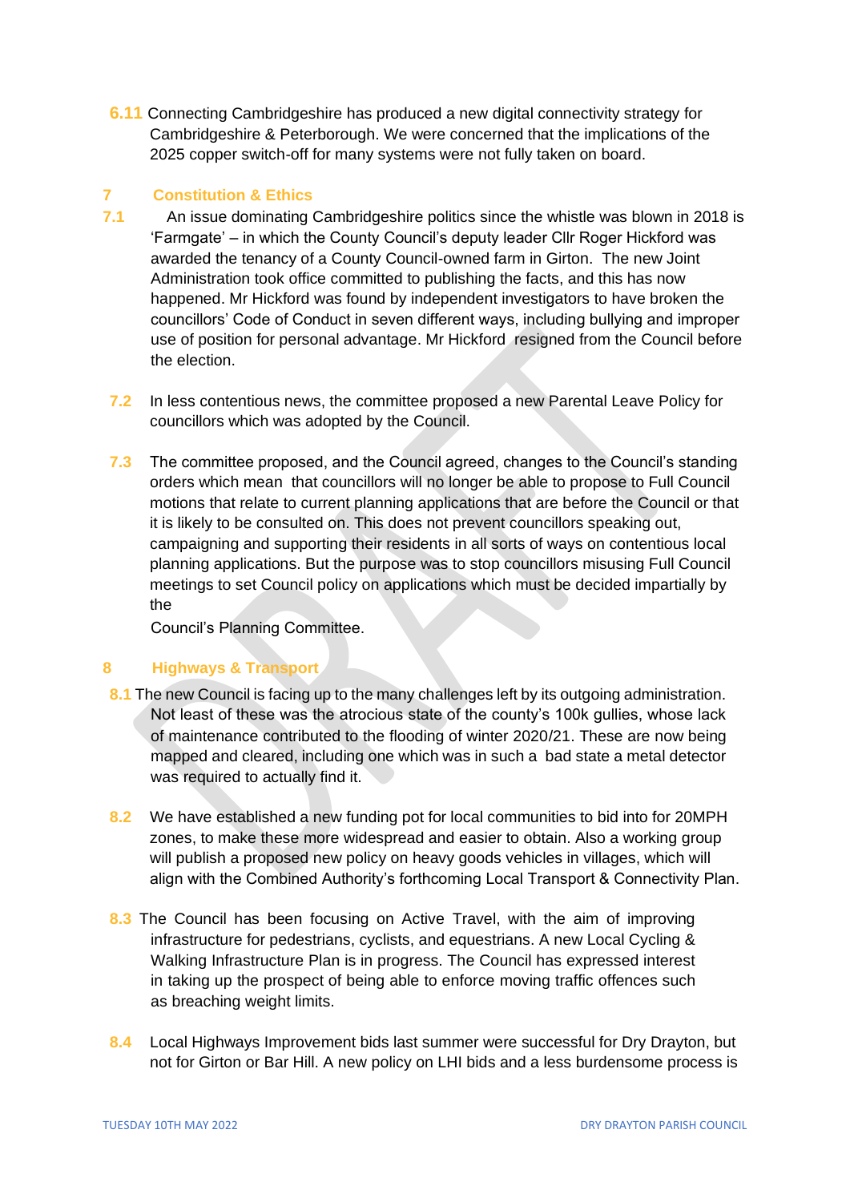6.11 Connecting Cambridgeshire has produced a new digital connectivity strategy for Cambridgeshire & Peterborough. We were concerned that the implications of the 2025 copper switch-off for many systems were not fully taken on board.

## 7 Constitution & Ethics

7.1 An issue dominating Cambridgeshire politics since the whistle was blown in 2018 is 'Farmgate' – in which the County Council's deputy leader Cllr Roger Hickford was awarded the tenancy of a County Council-owned farm in Girton. The new Joint Administration took office committed to publishing the facts, and this has now happened. Mr Hickford was found by independent investigators to have broken the councillors' Code of Conduct in seven different ways, including bullying and improper use of position for personal advantage. Mr Hickford resigned from the Council before the election.

7.2 In less contentious news, the committee proposed a new Parental Leave Policy for councillors which was adopted by the Council.

7.3 The committee proposed, and the Council agreed, changes to the Council's standing orders which mean that councillors will no longer be able to propose to Full Council motions that relate to current planning applications that are before the Council or that it is likely to be consulted on. This does not prevent councillors speaking out, campaigning and supporting their residents in all sorts of ways on contentious local planning applications. But the purpose was to stop councillors misusing Full Council meetings to set Council policy on applications which must be decided impartially by the Council's Planning Committee.

## 8 Highways & Transport

8.1 The new Council is facing up to the many challenges left by its outgoing administration. Not least of these was the atrocious state of the county's 100k gullies, whose lack of maintenance contributed to the flooding of winter 2020/21. These are now being mapped and cleared, including one which was in such a bad state a metal detector was required to actually find it.

8.2 We have established a new funding pot for local communities to bid into for 20MPH zones, to make these more widespread and easier to obtain. Also a working group will publish a proposed new policy on heavy goods vehicles in villages, which will align with the Combined Authority's forthcoming Local Transport & Connectivity Plan.

8.3 The Council has been focusing on Active Travel, with the aim of improving infrastructure for pedestrians, cyclists, and equestrians. A new Local Cycling & Walking Infrastructure Plan is in progress. The Council has expressed interest in taking up the prospect of being able to enforce moving traffic offences such as breaching weight limits.

8.4 Local Highways Improvement bids last summer were successful for Dry Drayton, but not for Girton or Bar Hill. A new policy on LHI bids and a less burdensome process is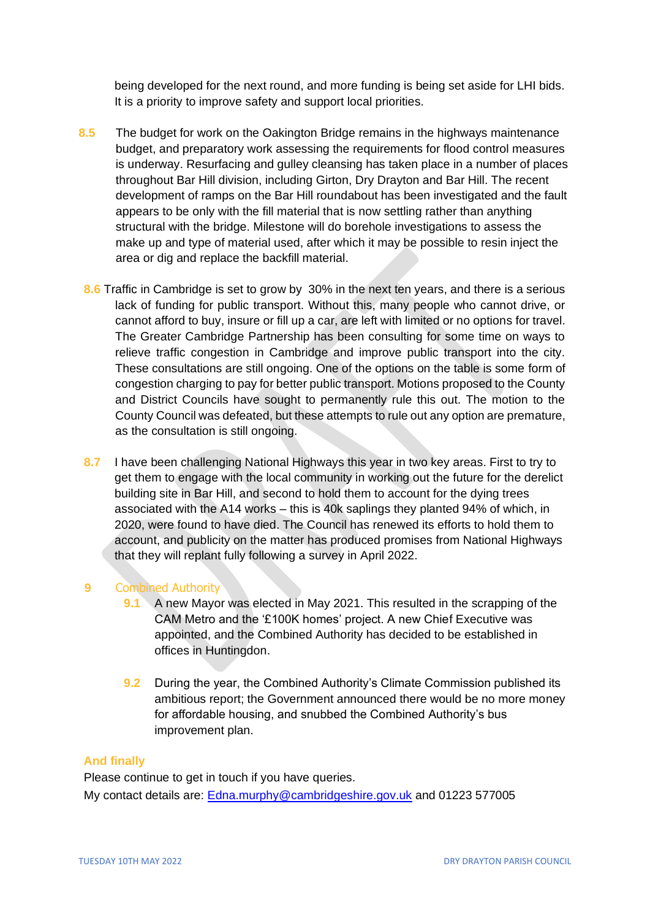being developed for the next round, and more funding is being set aside for LHI bids. It is a priority to improve safety and support local priorities.

**8.5** The budget for work on the Oakington Bridge remains in the highways maintenance budget, and preparatory work assessing the requirements for flood control measures is underway. Resurfacing and gulley cleansing has taken place in a number of places throughout Bar Hill division, including Girton, Dry Drayton and Bar Hill. The recent development of ramps on the Bar Hill roundabout has been investigated and the fault appears to be only with the fill material that is now settling rather than anything structural with the bridge. Milestone will do borehole investigations to assess the make up and type of material used, after which it may be possible to resin inject the area or dig and replace the backfill material.

**8.6** Traffic in Cambridge is set to grow by 30% in the next ten years, and there is a serious lack of funding for public transport. Without this, many people who cannot drive, or cannot afford to buy, insure or fill up a car, are left with limited or no options for travel. The Greater Cambridge Partnership has been consulting for some time on ways to relieve traffic congestion in Cambridge and improve public transport into the city. These consultations are still ongoing. One of the options on the table is some form of congestion charging to pay for better public transport. Motions proposed to the County and District Councils have sought to permanently rule this out. The motion to the County Council was defeated, but these attempts to rule out any option are premature, as the consultation is still ongoing.

**8.7** I have been challenging National Highways this year in two key areas. First to try to get them to engage with the local community in working out the future for the derelict building site in Bar Hill, and second to hold them to account for the dying trees associated with the A14 works – this is 40k saplings they planted 94% of which, in 2020, were found to have died. The Council has renewed its efforts to hold them to account, and publicity on the matter has produced promises from National Highways that they will replant fully following a survey in April 2022.

## 9 Combined Authority

**9.1** A new Mayor was elected in May 2021. This resulted in the scrapping of the CAM Metro and the '£100K homes' project. A new Chief Executive was appointed, and the Combined Authority has decided to be established in offices in Huntingdon.

**9.2** During the year, the Combined Authority's Climate Commission published its ambitious report; the Government announced there would be no more money for affordable housing, and snubbed the Combined Authority's bus improvement plan.

### And finally

Please continue to get in touch if you have queries.

My contact details are: Edna.murphy@cambridgeshire.gov.uk and 01223 577005